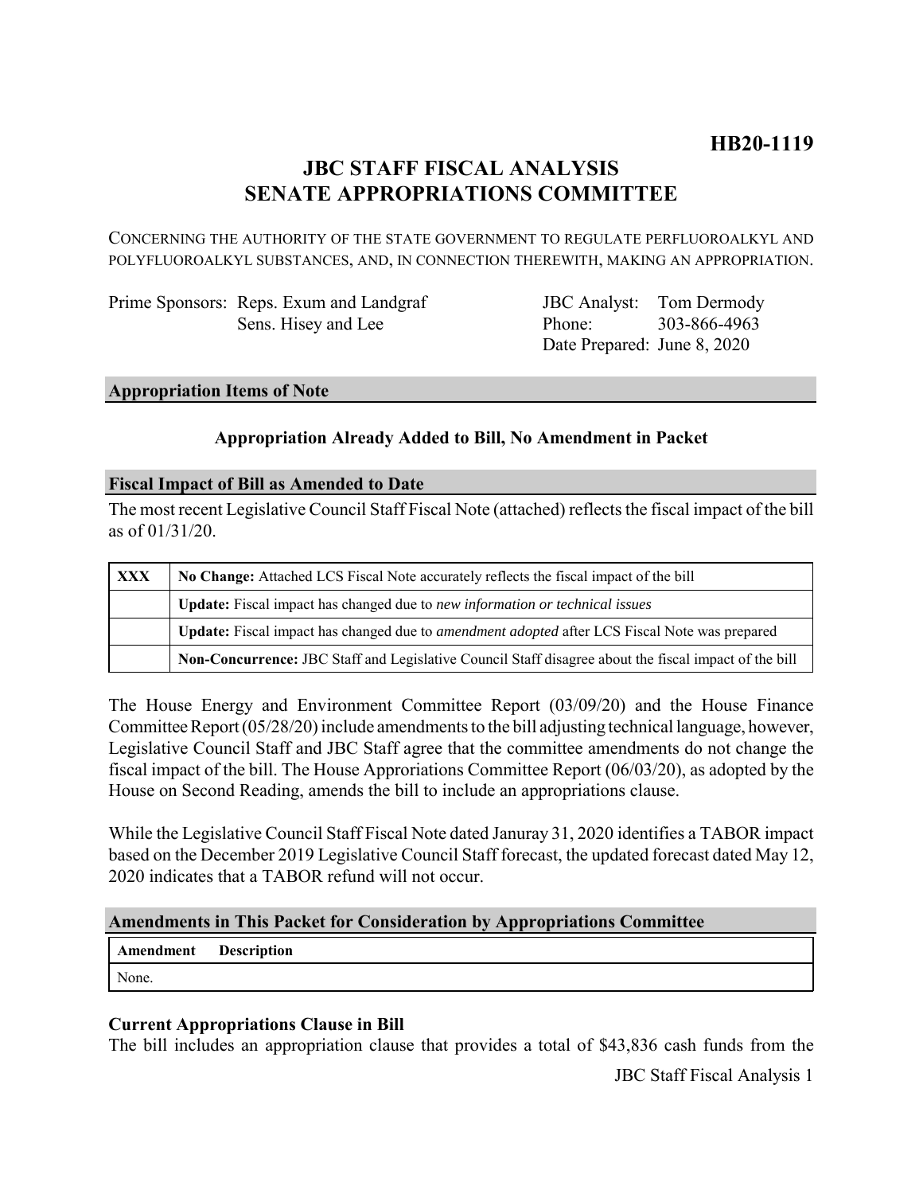**HB20-1119**

# JBC STAFF FISCAL ANALYSIS
# SENATE APPROPRIATIONS COMMITTEE

CONCERNING THE AUTHORITY OF THE STATE GOVERNMENT TO REGULATE PERFLUOROALKYL AND POLYFLUOROALKYL SUBSTANCES, AND, IN CONNECTION THEREWITH, MAKING AN APPROPRIATION.

Prime Sponsors: Reps. Exum and Landgraf
Sens. Hisey and Lee

JBC Analyst: Tom Dermody
Phone: 303-866-4963
Date Prepared: June 8, 2020

## Appropriation Items of Note

**Appropriation Already Added to Bill, No Amendment in Packet**

## Fiscal Impact of Bill as Amended to Date

The most recent Legislative Council Staff Fiscal Note (attached) reflects the fiscal impact of the bill as of 01/31/20.

| | |
|---|---|
| **XXX** | **No Change:** Attached LCS Fiscal Note accurately reflects the fiscal impact of the bill |
| | **Update:** Fiscal impact has changed due to *new information or technical issues* |
| | **Update:** Fiscal impact has changed due to *amendment adopted* after LCS Fiscal Note was prepared |
| | **Non-Concurrence:** JBC Staff and Legislative Council Staff disagree about the fiscal impact of the bill |

The House Energy and Environment Committee Report (03/09/20) and the House Finance Committee Report (05/28/20) include amendments to the bill adjusting technical language, however, Legislative Council Staff and JBC Staff agree that the committee amendments do not change the fiscal impact of the bill. The House Approriations Committee Report (06/03/20), as adopted by the House on Second Reading, amends the bill to include an appropriations clause.

While the Legislative Council Staff Fiscal Note dated Januray 31, 2020 identifies a TABOR impact based on the December 2019 Legislative Council Staff forecast, the updated forecast dated May 12, 2020 indicates that a TABOR refund will not occur.

## Amendments in This Packet for Consideration by Appropriations Committee

| Amendment | Description |
|---|---|
| None. | |

### Current Appropriations Clause in Bill

The bill includes an appropriation clause that provides a total of $43,836 cash funds from the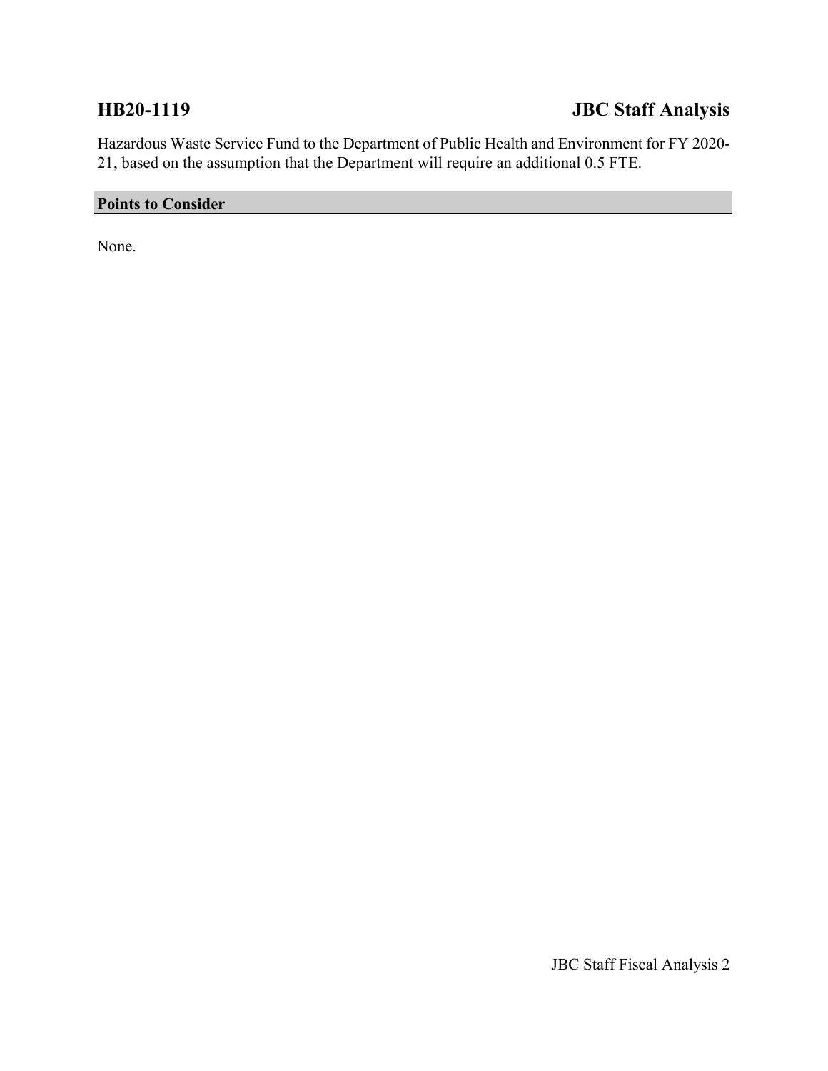Hazardous Waste Service Fund to the Department of Public Health and Environment for FY 2020-21, based on the assumption that the Department will require an additional 0.5 FTE.

## Points to Consider

None.